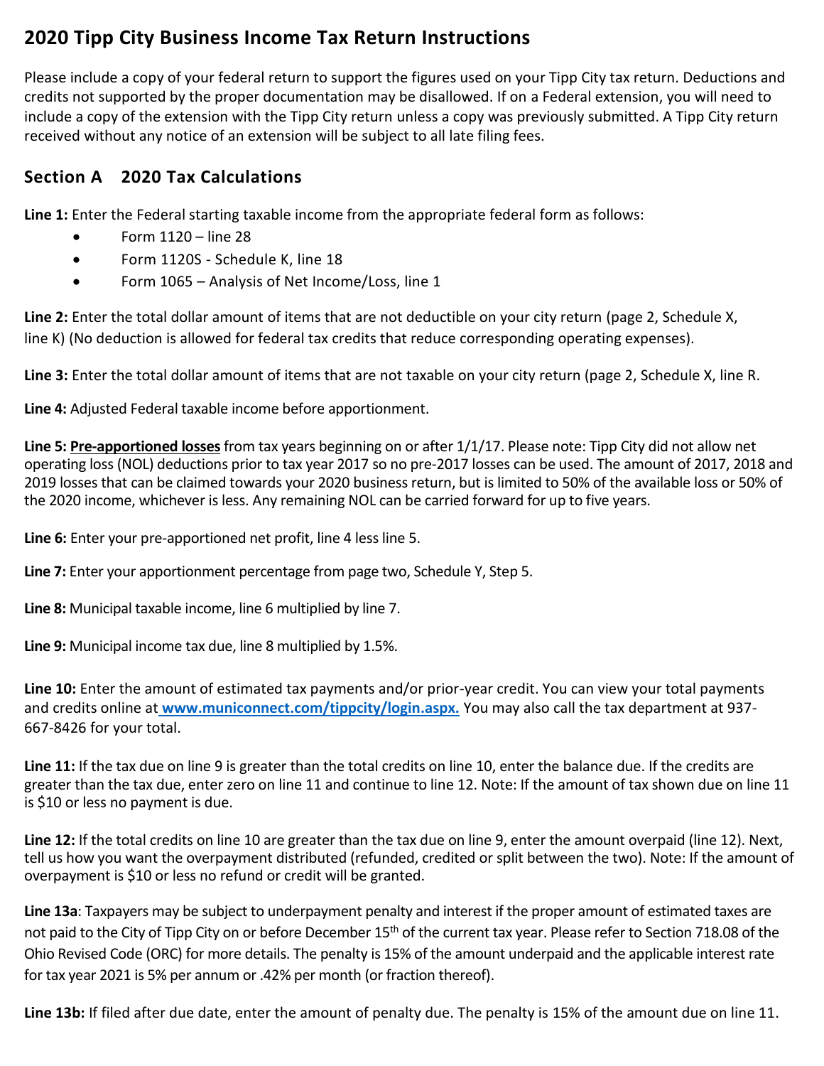# 2020 Tipp City Business Income Tax Return Instructions

Please include a copy of your federal return to support the figures used on your Tipp City tax return. Deductions and credits not supported by the proper documentation may be disallowed. If on a Federal extension, you will need to include a copy of the extension with the Tipp City return unless a copy was previously submitted. A Tipp City return received without any notice of an extension will be subject to all late filing fees.

## Section A 2020 Tax Calculations

**Line 1:** Enter the Federal starting taxable income from the appropriate federal form as follows:

- Form 1120 – line 28
- Form 1120S - Schedule K, line 18
- Form 1065 – Analysis of Net Income/Loss, line 1

**Line 2:** Enter the total dollar amount of items that are not deductible on your city return (page 2, Schedule X, line K) (No deduction is allowed for federal tax credits that reduce corresponding operating expenses).

**Line 3:** Enter the total dollar amount of items that are not taxable on your city return (page 2, Schedule X, line R.

**Line 4:** Adjusted Federal taxable income before apportionment.

**Line 5:** **Pre-apportioned losses** from tax years beginning on or after 1/1/17. Please note: Tipp City did not allow net operating loss (NOL) deductions prior to tax year 2017 so no pre-2017 losses can be used. The amount of 2017, 2018 and 2019 losses that can be claimed towards your 2020 business return, but is limited to 50% of the available loss or 50% of the 2020 income, whichever is less. Any remaining NOL can be carried forward for up to five years.

**Line 6:** Enter your pre-apportioned net profit, line 4 less line 5.

**Line 7:** Enter your apportionment percentage from page two, Schedule Y, Step 5.

**Line 8:** Municipal taxable income, line 6 multiplied by line 7.

**Line 9:** Municipal income tax due, line 8 multiplied by 1.5%.

**Line 10:** Enter the amount of estimated tax payments and/or prior-year credit. You can view your total payments and credits online at www.municonnect.com/tippcity/login.aspx. You may also call the tax department at 937-667-8426 for your total.

**Line 11:** If the tax due on line 9 is greater than the total credits on line 10, enter the balance due. If the credits are greater than the tax due, enter zero on line 11 and continue to line 12. Note: If the amount of tax shown due on line 11 is $10 or less no payment is due.

**Line 12:** If the total credits on line 10 are greater than the tax due on line 9, enter the amount overpaid (line 12). Next, tell us how you want the overpayment distributed (refunded, credited or split between the two). Note: If the amount of overpayment is $10 or less no refund or credit will be granted.

**Line 13a**: Taxpayers may be subject to underpayment penalty and interest if the proper amount of estimated taxes are not paid to the City of Tipp City on or before December 15th of the current tax year. Please refer to Section 718.08 of the Ohio Revised Code (ORC) for more details. The penalty is 15% of the amount underpaid and the applicable interest rate for tax year 2021 is 5% per annum or .42% per month (or fraction thereof).

**Line 13b:** If filed after due date, enter the amount of penalty due. The penalty is 15% of the amount due on line 11.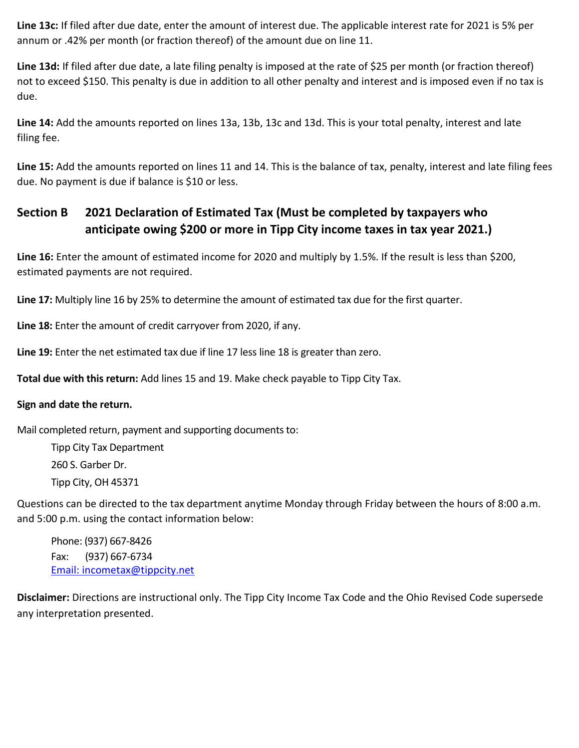**Line 13c:** If filed after due date, enter the amount of interest due. The applicable interest rate for 2021 is 5% per annum or .42% per month (or fraction thereof) of the amount due on line 11.

**Line 13d:** If filed after due date, a late filing penalty is imposed at the rate of $25 per month (or fraction thereof) not to exceed $150. This penalty is due in addition to all other penalty and interest and is imposed even if no tax is due.

**Line 14:** Add the amounts reported on lines 13a, 13b, 13c and 13d. This is your total penalty, interest and late filing fee.

**Line 15:** Add the amounts reported on lines 11 and 14. This is the balance of tax, penalty, interest and late filing fees due. No payment is due if balance is $10 or less.

## Section B 2021 Declaration of Estimated Tax (Must be completed by taxpayers who anticipate owing $200 or more in Tipp City income taxes in tax year 2021.)

**Line 16:** Enter the amount of estimated income for 2020 and multiply by 1.5%. If the result is less than $200, estimated payments are not required.

**Line 17:** Multiply line 16 by 25% to determine the amount of estimated tax due for the first quarter.

**Line 18:** Enter the amount of credit carryover from 2020, if any.

**Line 19:** Enter the net estimated tax due if line 17 less line 18 is greater than zero.

**Total due with this return:** Add lines 15 and 19. Make check payable to Tipp City Tax.

**Sign and date the return.**

Mail completed return, payment and supporting documents to:

Tipp City Tax Department
260 S. Garber Dr.
Tipp City, OH 45371

Questions can be directed to the tax department anytime Monday through Friday between the hours of 8:00 a.m. and 5:00 p.m. using the contact information below:

Phone: (937) 667-8426
Fax: (937) 667-6734
Email: incometax@tippcity.net

**Disclaimer:** Directions are instructional only. The Tipp City Income Tax Code and the Ohio Revised Code supersede any interpretation presented.